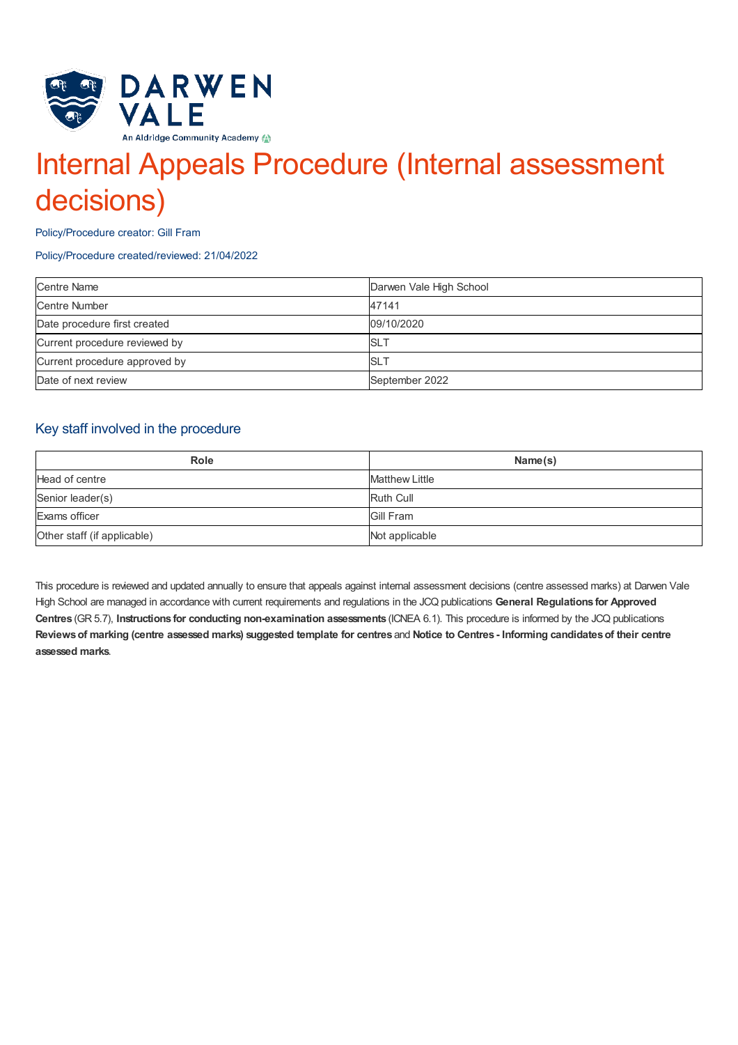# Internal Appeals Procedure (Internal assessment decisions)

Policy/Procedure creator: Gill Fram

Policy/Procedure created/reviewed: 21/04/2022

| Centre Name | Darwen Vale High School |
|---|---|
| Centre Number | 47141 |
| Date procedure first created | 09/10/2020 |
| Current procedure reviewed by | SLT |
| Current procedure approved by | SLT |
| Date of next review | September 2022 |

## Key staff involved in the procedure

| Role | Name(s) |
|---|---|
| Head of centre | Matthew Little |
| Senior leader(s) | Ruth Cull |
| Exams officer | Gill Fram |
| Other staff (if applicable) | Not applicable |

This procedure is reviewed and updated annually to ensure that appeals against internal assessment decisions (centre assessed marks) at Darwen Vale High School are managed in accordance with current requirements and regulations in the JCQ publications **General Regulations for Approved Centres** (GR 5.7), **Instructions for conducting non-examination assessments** (ICNEA 6.1). This procedure is informed by the JCQ publications **Reviews of marking (centre assessed marks) suggested template for centres** and **Notice to Centres - Informing candidates of their centre assessed marks**.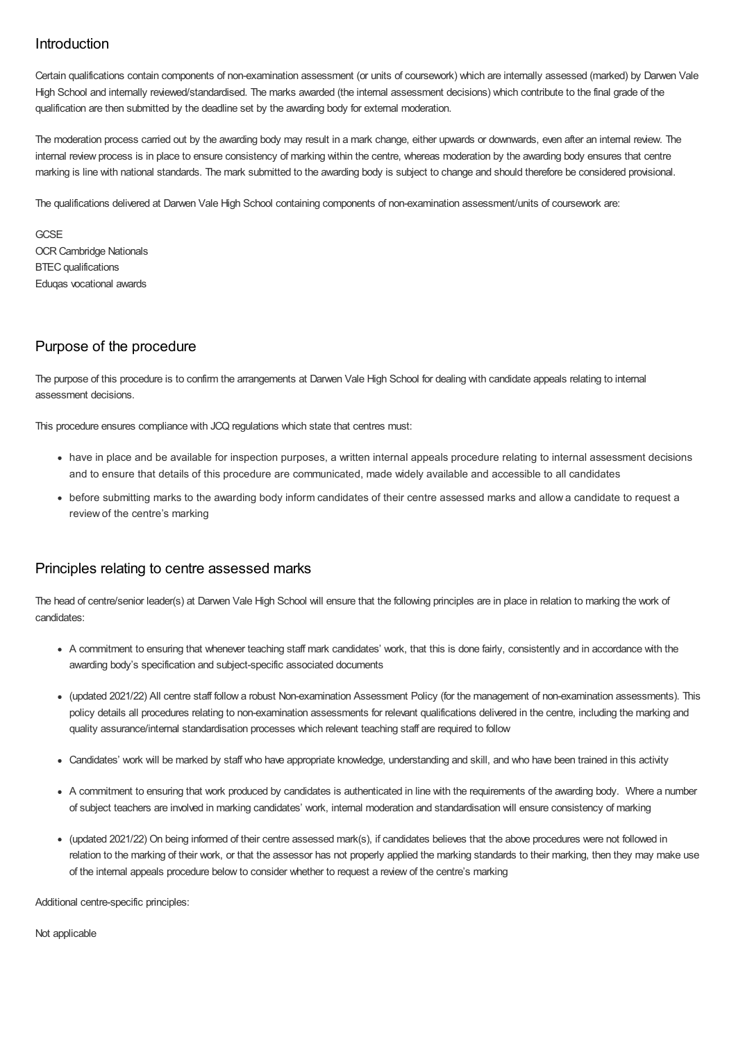## Introduction

Certain qualifications contain components of non-examination assessment (or units of coursework) which are internally assessed (marked) by Darwen Vale High School and internally reviewed/standardised. The marks awarded (the internal assessment decisions) which contribute to the final grade of the qualification are then submitted by the deadline set by the awarding body for external moderation.

The moderation process carried out by the awarding body may result in a mark change, either upwards or downwards, even after an internal review. The internal review process is in place to ensure consistency of marking within the centre, whereas moderation by the awarding body ensures that centre marking is line with national standards. The mark submitted to the awarding body is subject to change and should therefore be considered provisional.

The qualifications delivered at Darwen Vale High School containing components of non-examination assessment/units of coursework are:

GCSE
OCR Cambridge Nationals
BTEC qualifications
Eduqas vocational awards

## Purpose of the procedure

The purpose of this procedure is to confirm the arrangements at Darwen Vale High School for dealing with candidate appeals relating to internal assessment decisions.

This procedure ensures compliance with JCQ regulations which state that centres must:

- have in place and be available for inspection purposes, a written internal appeals procedure relating to internal assessment decisions and to ensure that details of this procedure are communicated, made widely available and accessible to all candidates
- before submitting marks to the awarding body inform candidates of their centre assessed marks and allow a candidate to request a review of the centre's marking

## Principles relating to centre assessed marks

The head of centre/senior leader(s) at Darwen Vale High School will ensure that the following principles are in place in relation to marking the work of candidates:

- A commitment to ensuring that whenever teaching staff mark candidates' work, that this is done fairly, consistently and in accordance with the awarding body's specification and subject-specific associated documents
- (updated 2021/22) All centre staff follow a robust Non-examination Assessment Policy (for the management of non-examination assessments). This policy details all procedures relating to non-examination assessments for relevant qualifications delivered in the centre, including the marking and quality assurance/internal standardisation processes which relevant teaching staff are required to follow
- Candidates' work will be marked by staff who have appropriate knowledge, understanding and skill, and who have been trained in this activity
- A commitment to ensuring that work produced by candidates is authenticated in line with the requirements of the awarding body. Where a number of subject teachers are involved in marking candidates' work, internal moderation and standardisation will ensure consistency of marking
- (updated 2021/22) On being informed of their centre assessed mark(s), if candidates believes that the above procedures were not followed in relation to the marking of their work, or that the assessor has not properly applied the marking standards to their marking, then they may make use of the internal appeals procedure below to consider whether to request a review of the centre's marking

Additional centre-specific principles:

Not applicable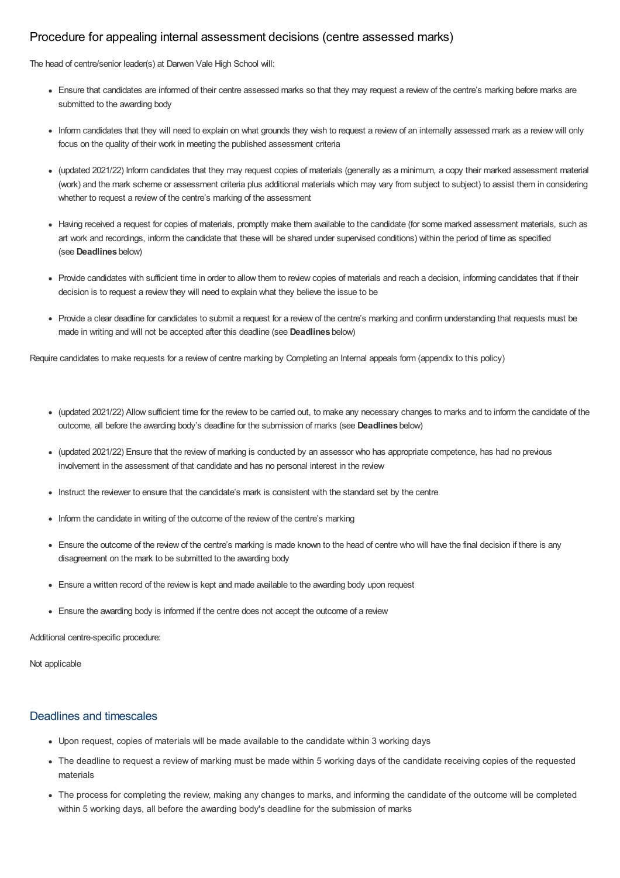## Procedure for appealing internal assessment decisions (centre assessed marks)

The head of centre/senior leader(s) at Darwen Vale High School will:

- Ensure that candidates are informed of their centre assessed marks so that they may request a review of the centre's marking before marks are submitted to the awarding body
- Inform candidates that they will need to explain on what grounds they wish to request a review of an internally assessed mark as a review will only focus on the quality of their work in meeting the published assessment criteria
- (updated 2021/22) Inform candidates that they may request copies of materials (generally as a minimum, a copy their marked assessment material (work) and the mark scheme or assessment criteria plus additional materials which may vary from subject to subject) to assist them in considering whether to request a review of the centre's marking of the assessment
- Having received a request for copies of materials, promptly make them available to the candidate (for some marked assessment materials, such as art work and recordings, inform the candidate that these will be shared under supervised conditions) within the period of time as specified (see **Deadlines** below)
- Provide candidates with sufficient time in order to allow them to review copies of materials and reach a decision, informing candidates that if their decision is to request a review they will need to explain what they believe the issue to be
- Provide a clear deadline for candidates to submit a request for a review of the centre's marking and confirm understanding that requests must be made in writing and will not be accepted after this deadline (see **Deadlines** below)

Require candidates to make requests for a review of centre marking by Completing an Internal appeals form (appendix to this policy)

- (updated 2021/22) Allow sufficient time for the review to be carried out, to make any necessary changes to marks and to inform the candidate of the outcome, all before the awarding body's deadline for the submission of marks (see **Deadlines** below)
- (updated 2021/22) Ensure that the review of marking is conducted by an assessor who has appropriate competence, has had no previous involvement in the assessment of that candidate and has no personal interest in the review
- Instruct the reviewer to ensure that the candidate's mark is consistent with the standard set by the centre
- Inform the candidate in writing of the outcome of the review of the centre's marking
- Ensure the outcome of the review of the centre's marking is made known to the head of centre who will have the final decision if there is any disagreement on the mark to be submitted to the awarding body
- Ensure a written record of the review is kept and made available to the awarding body upon request
- Ensure the awarding body is informed if the centre does not accept the outcome of a review

Additional centre-specific procedure:

Not applicable

## Deadlines and timescales

- Upon request, copies of materials will be made available to the candidate within 3 working days
- The deadline to request a review of marking must be made within 5 working days of the candidate receiving copies of the requested materials
- The process for completing the review, making any changes to marks, and informing the candidate of the outcome will be completed within 5 working days, all before the awarding body's deadline for the submission of marks